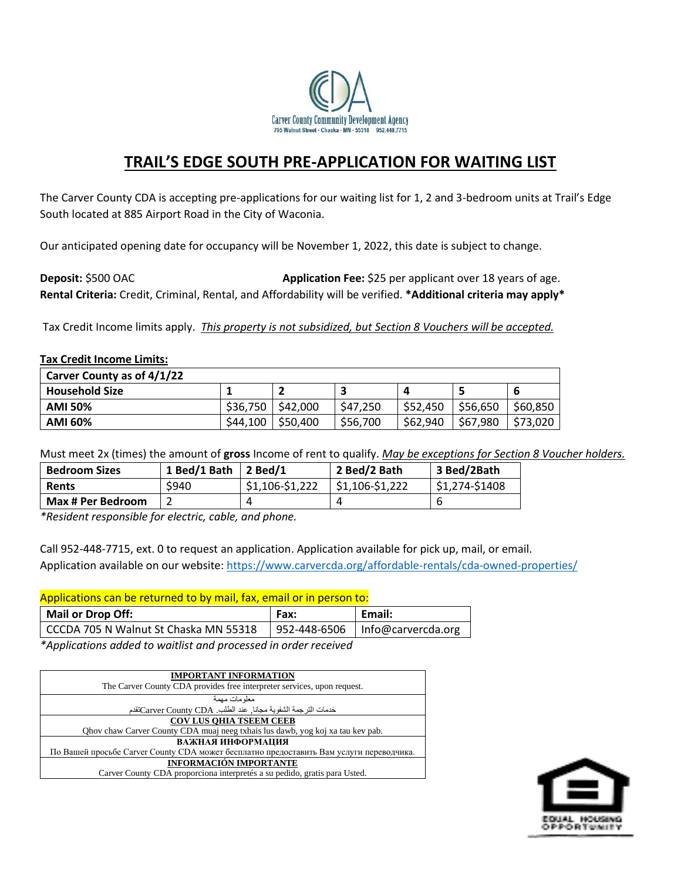Carver County Community Development Agency
705 Walnut Street · Chaska · MN · 55318 952.448.7715

# TRAIL'S EDGE SOUTH PRE-APPLICATION FOR WAITING LIST

The Carver County CDA is accepting pre-applications for our waiting list for 1, 2 and 3-bedroom units at Trail's Edge South located at 885 Airport Road in the City of Waconia.

Our anticipated opening date for occupancy will be November 1, 2022, this date is subject to change.

**Deposit:** $500 OAC **Application Fee:** $25 per applicant over 18 years of age.
**Rental Criteria:** Credit, Criminal, Rental, and Affordability will be verified. ***Additional criteria may apply***

Tax Credit Income limits apply. *This property is not subsidized, but Section 8 Vouchers will be accepted.*

**Tax Credit Income Limits:**

| **Carver County as of 4/1/22** | | | | | | |
|---|---|---|---|---|---|---|
| **Household Size** | **1** | **2** | **3** | **4** | **5** | **6** |
| **AMI 50%** | $36,750 | $42,000 | $47,250 | $52,450 | $56,650 | $60,850 |
| **AMI 60%** | $44,100 | $50,400 | $56,700 | $62,940 | $67,980 | $73,020 |

Must meet 2x (times) the amount of **gross** Income of rent to qualify. *May be exceptions for Section 8 Voucher holders.*

| **Bedroom Sizes** | **1 Bed/1 Bath** | **2 Bed/1** | **2 Bed/2 Bath** | **3 Bed/2Bath** |
|---|---|---|---|---|
| **Rents** | $940 | $1,106-$1,222 | $1,106-$1,222 | $1,274-$1408 |
| **Max # Per Bedroom** | 2 | 4 | 4 | 6 |

*\*Resident responsible for electric, cable, and phone.*

Call 952-448-7715, ext. 0 to request an application. Application available for pick up, mail, or email.
Application available on our website: https://www.carvercda.org/affordable-rentals/cda-owned-properties/

Applications can be returned to by mail, fax, email or in person to:

| **Mail or Drop Off:** | **Fax:** | **Email:** |
|---|---|---|
| CCCDA 705 N Walnut St Chaska MN 55318 | 952-448-6506 | Info@carvercda.org |

*\*Applications added to waitlist and processed in order received*

| **IMPORTANT INFORMATION** |
|---|
| The Carver County CDA provides free interpreter services, upon request. |
| معلومات مهمة |
| خدمات الترجمة الشفوية مجانا, عند الطلب. Carver County CDA تقدم |
| **COV LUS QHIA TSEEM CEEB** |
| Qhov chaw Carver County CDA muaj neeg txhais lus dawb, yog koj xa tau kev pab. |
| **ВАЖНАЯ ИНФОРМАЦИЯ** |
| По Вашей просьбе Carver County CDA может бесплатно предоставить Вам услуги переводчика. |
| **INFORMACIÓN IMPORTANTE** |
| Carver County CDA proporciona interpretés a su pedido, gratis para Usted. |

EQUAL HOUSING OPPORTUNITY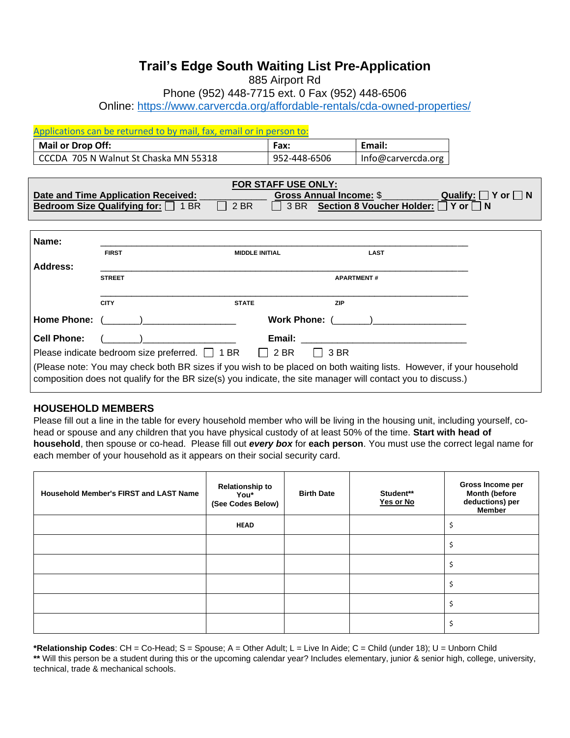# Trail's Edge South Waiting List Pre-Application

885 Airport Rd

Phone (952) 448-7715 ext. 0 Fax (952) 448-6506

Online: https://www.carvercda.org/affordable-rentals/cda-owned-properties/

Applications can be returned to by mail, fax, email or in person to:

| Mail or Drop Off: | Fax: | Email: |
|---|---|---|
| CCCDA 705 N Walnut St Chaska MN 55318 | 952-448-6506 | Info@carvercda.org |

**FOR STAFF USE ONLY:**

**Date and Time Application Received:** ____________ **Gross Annual Income:** $__________ **Qualify:** ☐ **Y or** ☐ **N**

**Bedroom Size Qualifying for:** ☐ 1 BR ☐ 2 BR ☐ 3 BR **Section 8 Voucher Holder:** ☐ **Y or** ☐ **N**

**Name:** ______________________________________________________________
FIRST MIDDLE INITIAL LAST

**Address:** ______________________________________________________________
STREET APARTMENT #

______________________________________________________________
CITY STATE ZIP

**Home Phone:** (_______)__________________ **Work Phone:** (_______)__________________

**Cell Phone:** (_______)__________________ **Email:** ________________________________

Please indicate bedroom size preferred. ☐ 1 BR ☐ 2 BR ☐ 3 BR

(Please note: You may check both BR sizes if you wish to be placed on both waiting lists. However, if your household composition does not qualify for the BR size(s) you indicate, the site manager will contact you to discuss.)

## HOUSEHOLD MEMBERS

Please fill out a line in the table for every household member who will be living in the housing unit, including yourself, co-head or spouse and any children that you have physical custody of at least 50% of the time. **Start with head of household**, then spouse or co-head. Please fill out ***every box*** for **each person**. You must use the correct legal name for each member of your household as it appears on their social security card.

| Household Member's FIRST and LAST Name | Relationship to You* (See Codes Below) | Birth Date | Student** Yes or No | Gross Income per Month (before deductions) per Member |
|---|---|---|---|---|
| | HEAD | | | $ |
| | | | | $ |
| | | | | $ |
| | | | | $ |
| | | | | $ |
| | | | | $ |

***Relationship Codes**: CH = Co-Head; S = Spouse; A = Other Adult; L = Live In Aide; C = Child (under 18); U = Unborn Child

**** Will this person be a student during this or the upcoming calendar year? Includes elementary, junior & senior high, college, university, technical, trade & mechanical schools.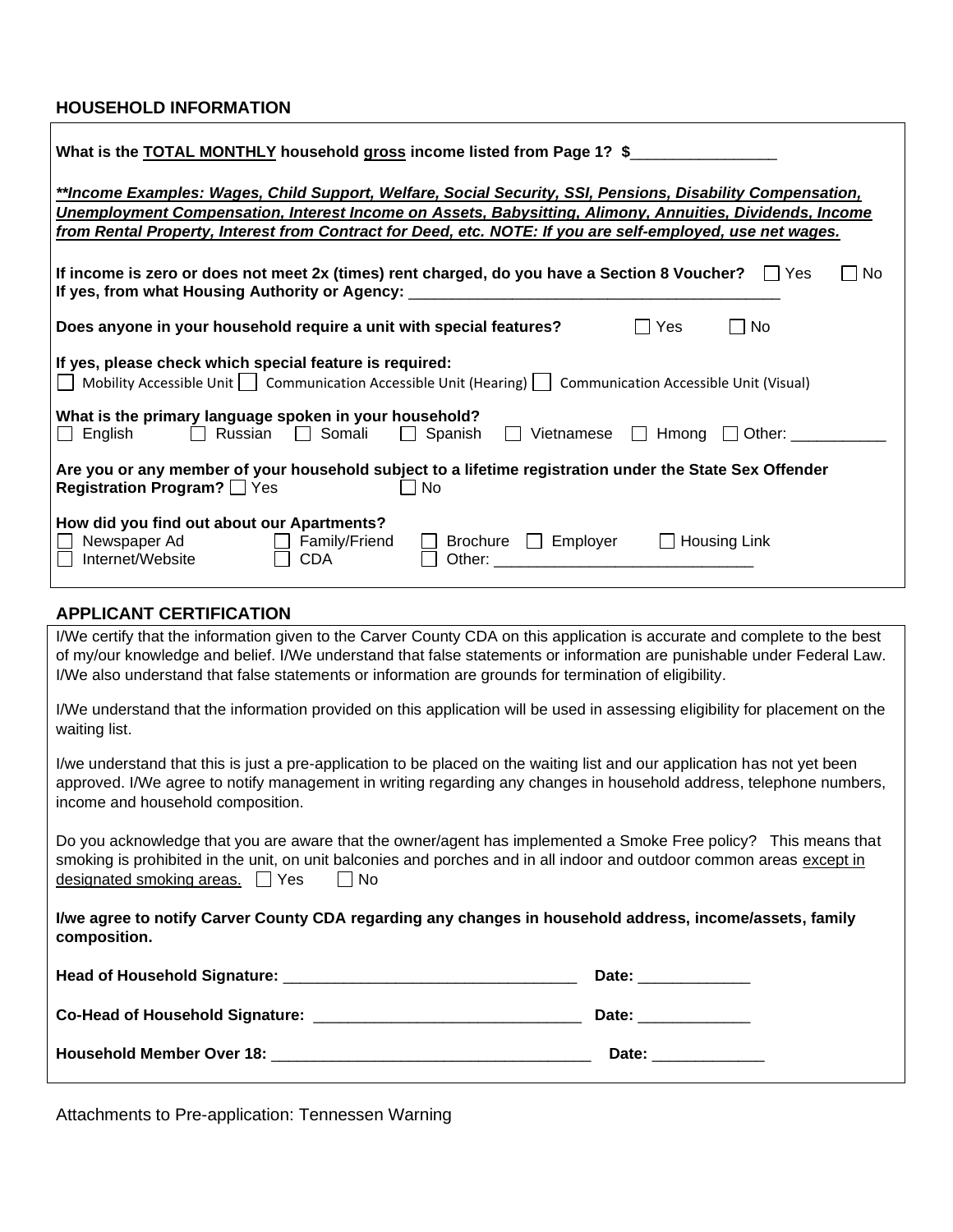## HOUSEHOLD INFORMATION

**What is the TOTAL MONTHLY household gross income listed from Page 1? $________________**

***Income Examples: Wages, Child Support, Welfare, Social Security, SSI, Pensions, Disability Compensation, Unemployment Compensation, Interest Income on Assets, Babysitting, Alimony, Annuities, Dividends, Income from Rental Property, Interest from Contract for Deed, etc. NOTE: If you are self-employed, use net wages.***

**If income is zero or does not meet 2x (times) rent charged, do you have a Section 8 Voucher?** ☐ Yes ☐ No
**If yes, from what Housing Authority or Agency:** ____________________________________________

**Does anyone in your household require a unit with special features?** ☐ Yes ☐ No

**If yes, please check which special feature is required:**
☐ Mobility Accessible Unit ☐ Communication Accessible Unit (Hearing) ☐ Communication Accessible Unit (Visual)

**What is the primary language spoken in your household?**
☐ English ☐ Russian ☐ Somali ☐ Spanish ☐ Vietnamese ☐ Hmong ☐ Other: ___________

**Are you or any member of your household subject to a lifetime registration under the State Sex Offender Registration Program?** ☐ Yes ☐ No

**How did you find out about our Apartments?**
☐ Newspaper Ad ☐ Family/Friend ☐ Brochure ☐ Employer ☐ Housing Link
☐ Internet/Website ☐ CDA ☐ Other: ______________________________

## APPLICANT CERTIFICATION

I/We certify that the information given to the Carver County CDA on this application is accurate and complete to the best of my/our knowledge and belief. I/We understand that false statements or information are punishable under Federal Law. I/We also understand that false statements or information are grounds for termination of eligibility.

I/We understand that the information provided on this application will be used in assessing eligibility for placement on the waiting list.

I/we understand that this is just a pre-application to be placed on the waiting list and our application has not yet been approved. I/We agree to notify management in writing regarding any changes in household address, telephone numbers, income and household composition.

Do you acknowledge that you are aware that the owner/agent has implemented a Smoke Free policy? This means that smoking is prohibited in the unit, on unit balconies and porches and in all indoor and outdoor common areas <u>except in designated smoking areas.</u> ☐ Yes ☐ No

**I/we agree to notify Carver County CDA regarding any changes in household address, income/assets, family composition.**

**Head of Household Signature:** __________________________________ **Date:** _____________

**Co-Head of Household Signature:** ______________________________ **Date:** _____________

**Household Member Over 18:** _____________________________________ **Date:** _____________

Attachments to Pre-application: Tennessen Warning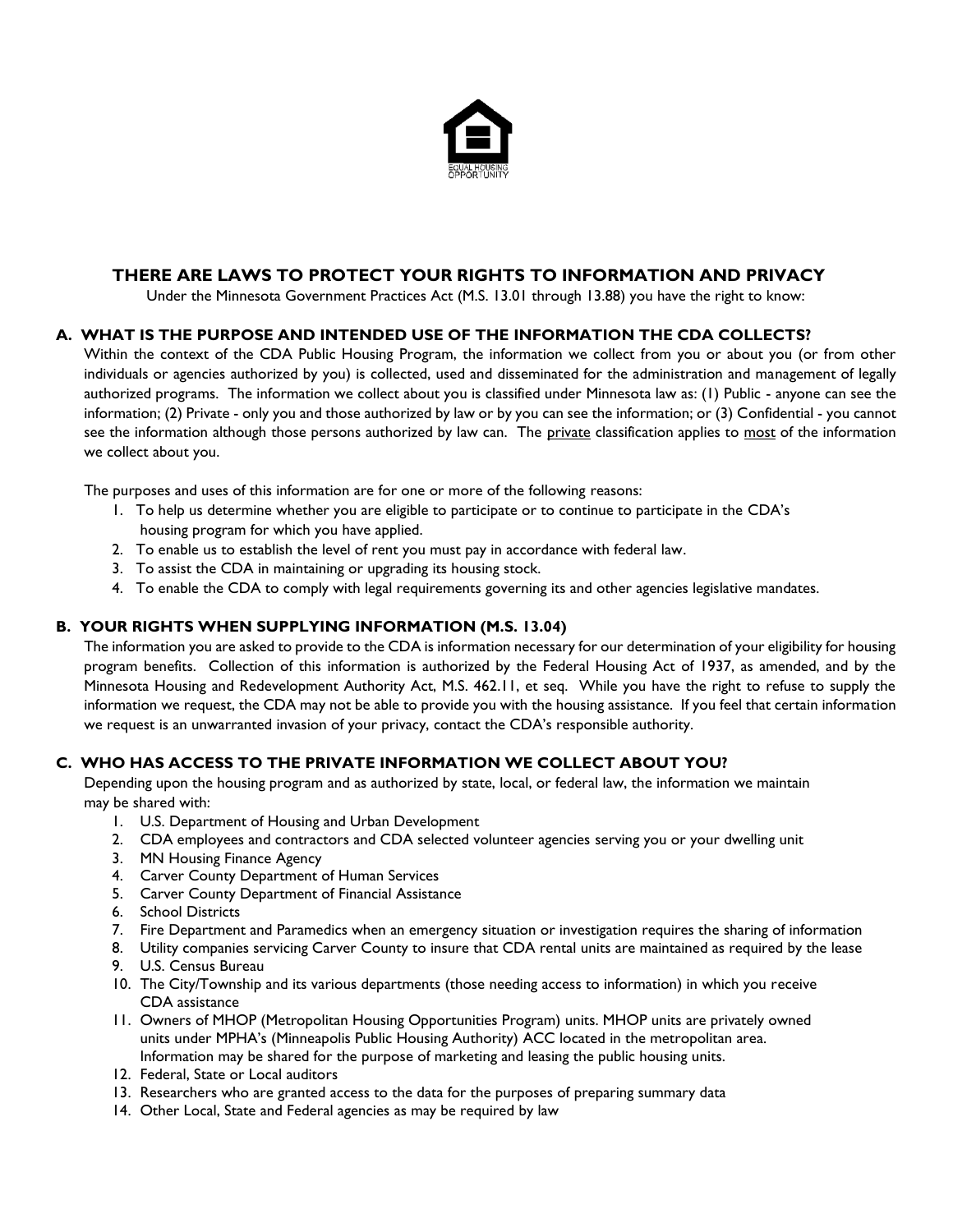EQUAL HOUSING OPPORTUNITY

## THERE ARE LAWS TO PROTECT YOUR RIGHTS TO INFORMATION AND PRIVACY

Under the Minnesota Government Practices Act (M.S. 13.01 through 13.88) you have the right to know:

### A. WHAT IS THE PURPOSE AND INTENDED USE OF THE INFORMATION THE CDA COLLECTS?

Within the context of the CDA Public Housing Program, the information we collect from you or about you (or from other individuals or agencies authorized by you) is collected, used and disseminated for the administration and management of legally authorized programs. The information we collect about you is classified under Minnesota law as: (1) Public - anyone can see the information; (2) Private - only you and those authorized by law or by you can see the information; or (3) Confidential - you cannot see the information although those persons authorized by law can. The private classification applies to most of the information we collect about you.

The purposes and uses of this information are for one or more of the following reasons:

1. To help us determine whether you are eligible to participate or to continue to participate in the CDA's housing program for which you have applied.
2. To enable us to establish the level of rent you must pay in accordance with federal law.
3. To assist the CDA in maintaining or upgrading its housing stock.
4. To enable the CDA to comply with legal requirements governing its and other agencies legislative mandates.

### B. YOUR RIGHTS WHEN SUPPLYING INFORMATION (M.S. 13.04)

The information you are asked to provide to the CDA is information necessary for our determination of your eligibility for housing program benefits. Collection of this information is authorized by the Federal Housing Act of 1937, as amended, and by the Minnesota Housing and Redevelopment Authority Act, M.S. 462.11, et seq. While you have the right to refuse to supply the information we request, the CDA may not be able to provide you with the housing assistance. If you feel that certain information we request is an unwarranted invasion of your privacy, contact the CDA's responsible authority.

### C. WHO HAS ACCESS TO THE PRIVATE INFORMATION WE COLLECT ABOUT YOU?

Depending upon the housing program and as authorized by state, local, or federal law, the information we maintain may be shared with:

1. U.S. Department of Housing and Urban Development
2. CDA employees and contractors and CDA selected volunteer agencies serving you or your dwelling unit
3. MN Housing Finance Agency
4. Carver County Department of Human Services
5. Carver County Department of Financial Assistance
6. School Districts
7. Fire Department and Paramedics when an emergency situation or investigation requires the sharing of information
8. Utility companies servicing Carver County to insure that CDA rental units are maintained as required by the lease
9. U.S. Census Bureau
10. The City/Township and its various departments (those needing access to information) in which you receive CDA assistance
11. Owners of MHOP (Metropolitan Housing Opportunities Program) units. MHOP units are privately owned units under MPHA's (Minneapolis Public Housing Authority) ACC located in the metropolitan area. Information may be shared for the purpose of marketing and leasing the public housing units.
12. Federal, State or Local auditors
13. Researchers who are granted access to the data for the purposes of preparing summary data
14. Other Local, State and Federal agencies as may be required by law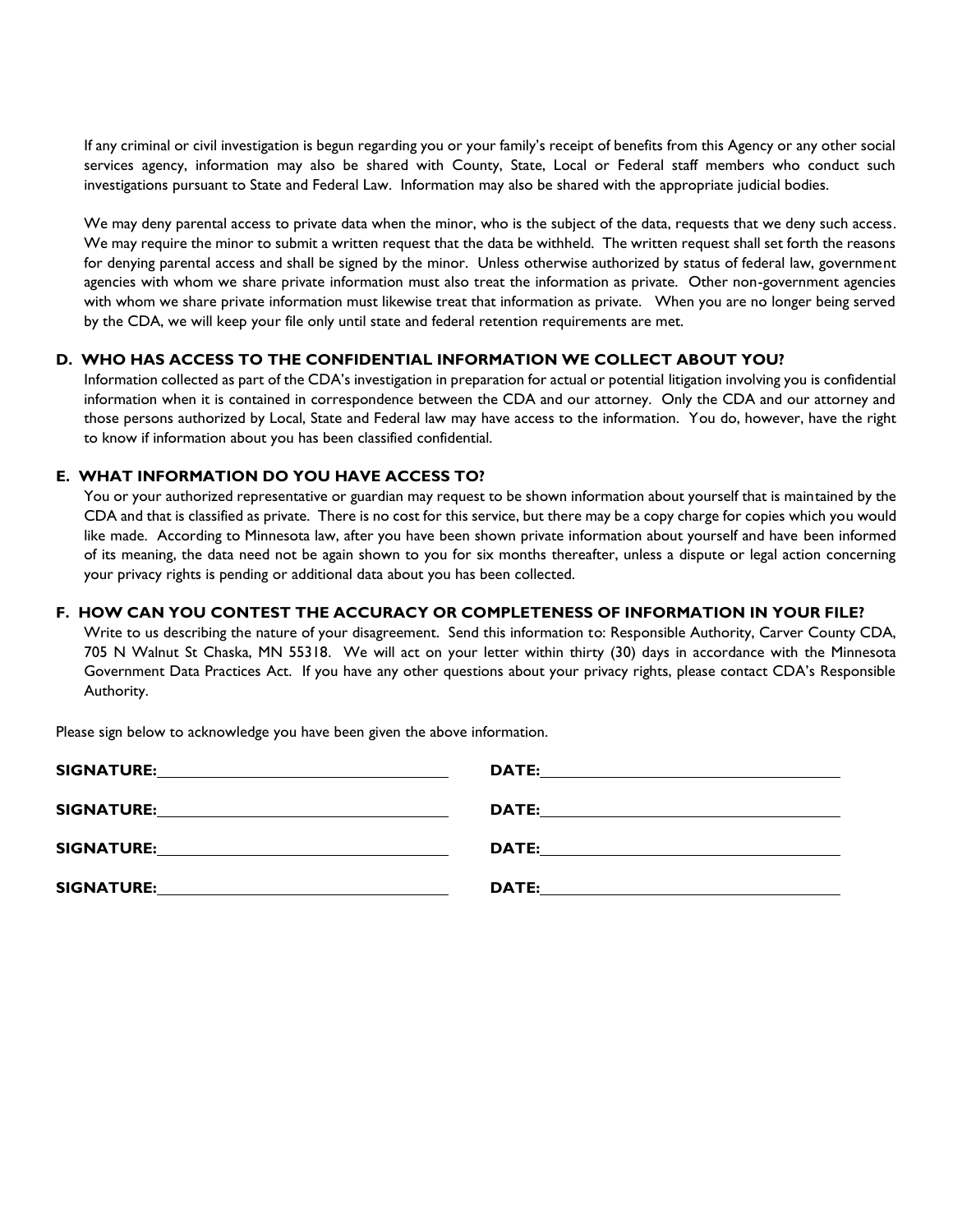If any criminal or civil investigation is begun regarding you or your family's receipt of benefits from this Agency or any other social services agency, information may also be shared with County, State, Local or Federal staff members who conduct such investigations pursuant to State and Federal Law. Information may also be shared with the appropriate judicial bodies.

We may deny parental access to private data when the minor, who is the subject of the data, requests that we deny such access. We may require the minor to submit a written request that the data be withheld. The written request shall set forth the reasons for denying parental access and shall be signed by the minor. Unless otherwise authorized by status of federal law, government agencies with whom we share private information must also treat the information as private. Other non-government agencies with whom we share private information must likewise treat that information as private. When you are no longer being served by the CDA, we will keep your file only until state and federal retention requirements are met.

### D. WHO HAS ACCESS TO THE CONFIDENTIAL INFORMATION WE COLLECT ABOUT YOU?

Information collected as part of the CDA's investigation in preparation for actual or potential litigation involving you is confidential information when it is contained in correspondence between the CDA and our attorney. Only the CDA and our attorney and those persons authorized by Local, State and Federal law may have access to the information. You do, however, have the right to know if information about you has been classified confidential.

### E. WHAT INFORMATION DO YOU HAVE ACCESS TO?

You or your authorized representative or guardian may request to be shown information about yourself that is maintained by the CDA and that is classified as private. There is no cost for this service, but there may be a copy charge for copies which you would like made. According to Minnesota law, after you have been shown private information about yourself and have been informed of its meaning, the data need not be again shown to you for six months thereafter, unless a dispute or legal action concerning your privacy rights is pending or additional data about you has been collected.

### F. HOW CAN YOU CONTEST THE ACCURACY OR COMPLETENESS OF INFORMATION IN YOUR FILE?

Write to us describing the nature of your disagreement. Send this information to: Responsible Authority, Carver County CDA, 705 N Walnut St Chaska, MN 55318. We will act on your letter within thirty (30) days in accordance with the Minnesota Government Data Practices Act. If you have any other questions about your privacy rights, please contact CDA's Responsible Authority.

Please sign below to acknowledge you have been given the above information.

**SIGNATURE:**\_\_\_\_\_\_\_\_\_\_\_\_\_\_\_\_\_\_\_\_\_\_\_\_\_\_\_\_ **DATE:**\_\_\_\_\_\_\_\_\_\_\_\_\_\_\_\_\_\_\_\_\_\_\_\_\_\_\_\_

**SIGNATURE:**\_\_\_\_\_\_\_\_\_\_\_\_\_\_\_\_\_\_\_\_\_\_\_\_\_\_\_\_ **DATE:**\_\_\_\_\_\_\_\_\_\_\_\_\_\_\_\_\_\_\_\_\_\_\_\_\_\_\_\_

**SIGNATURE:**\_\_\_\_\_\_\_\_\_\_\_\_\_\_\_\_\_\_\_\_\_\_\_\_\_\_\_\_ **DATE:**\_\_\_\_\_\_\_\_\_\_\_\_\_\_\_\_\_\_\_\_\_\_\_\_\_\_\_\_

**SIGNATURE:**\_\_\_\_\_\_\_\_\_\_\_\_\_\_\_\_\_\_\_\_\_\_\_\_\_\_\_\_ **DATE:**\_\_\_\_\_\_\_\_\_\_\_\_\_\_\_\_\_\_\_\_\_\_\_\_\_\_\_\_